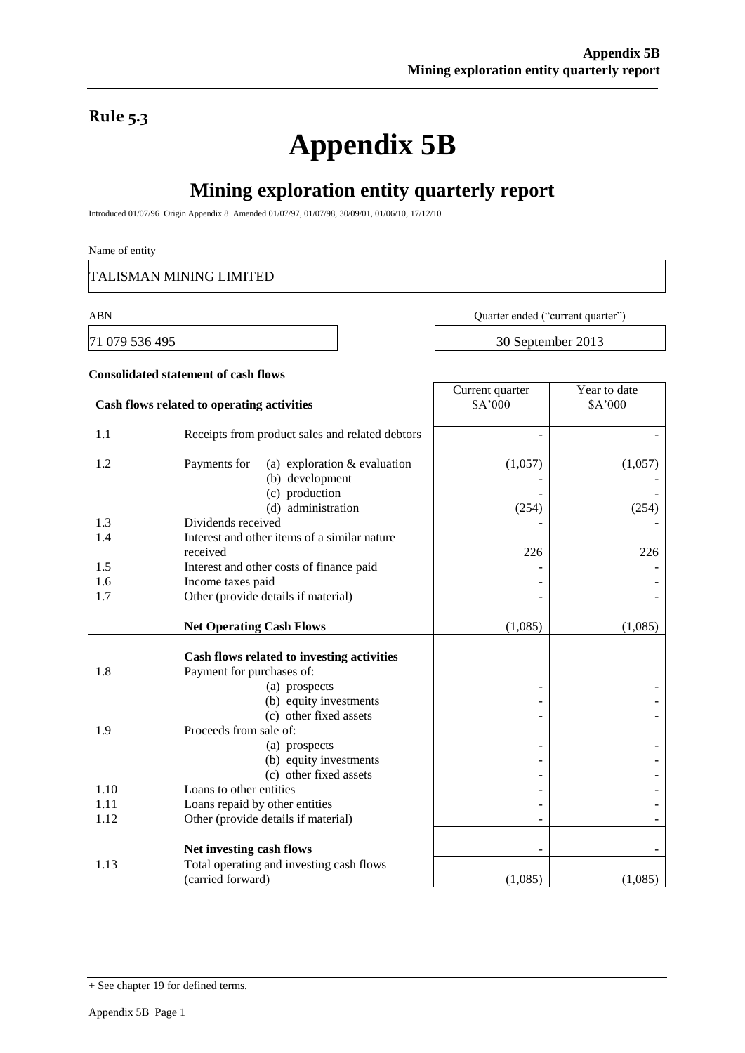**Rule 5.3**

# Appendix 5B

## Mining exploration entity quarterly report

Introduced 01/07/96 Origin Appendix 8 Amended 01/07/97, 01/07/98, 30/09/01, 01/06/10, 17/12/10

Name of entity

TALISMAN MINING LIMITED

| ABN | Quarter ended ("current quarter") |
|---|---|
| 71 079 536 495 | 30 September 2013 |

**Consolidated statement of cash flows**

| | **Cash flows related to operating activities** | Current quarter $A'000 | Year to date $A'000 |
|---|---|---|---|
| 1.1 | Receipts from product sales and related debtors | - | - |
| 1.2 | Payments for (a) exploration & evaluation | (1,057) | (1,057) |
| | (b) development | - | - |
| | (c) production | - | - |
| | (d) administration | (254) | (254) |
| 1.3 | Dividends received | - | - |
| 1.4 | Interest and other items of a similar nature received | 226 | 226 |
| 1.5 | Interest and other costs of finance paid | - | - |
| 1.6 | Income taxes paid | - | - |
| 1.7 | Other (provide details if material) | - | - |
| | **Net Operating Cash Flows** | (1,085) | (1,085) |
| | **Cash flows related to investing activities** | | |
| 1.8 | Payment for purchases of: | | |
| | (a) prospects | - | - |
| | (b) equity investments | - | - |
| | (c) other fixed assets | - | - |
| 1.9 | Proceeds from sale of: | | |
| | (a) prospects | - | - |
| | (b) equity investments | - | - |
| | (c) other fixed assets | - | - |
| 1.10 | Loans to other entities | - | - |
| 1.11 | Loans repaid by other entities | - | - |
| 1.12 | Other (provide details if material) | - | - |
| | **Net investing cash flows** | - | - |
| 1.13 | Total operating and investing cash flows (carried forward) | (1,085) | (1,085) |

+ See chapter 19 for defined terms.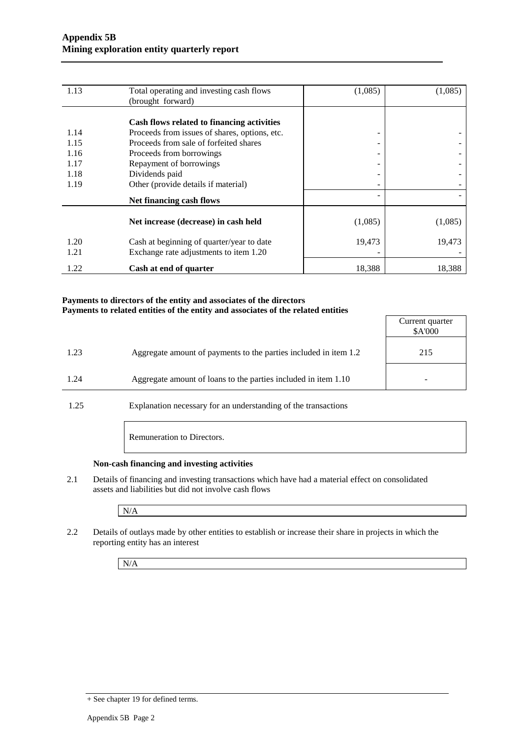| | | | |
|---|---|---|---|
| 1.13 | Total operating and investing cash flows (brought forward) | (1,085) | (1,085) |
| | **Cash flows related to financing activities** | | |
| 1.14 | Proceeds from issues of shares, options, etc. | - | - |
| 1.15 | Proceeds from sale of forfeited shares | - | - |
| 1.16 | Proceeds from borrowings | - | - |
| 1.17 | Repayment of borrowings | - | - |
| 1.18 | Dividends paid | - | - |
| 1.19 | Other (provide details if material) | - | - |
| | **Net financing cash flows** | - | - |
| | **Net increase (decrease) in cash held** | (1,085) | (1,085) |
| 1.20 | Cash at beginning of quarter/year to date | 19,473 | 19,473 |
| 1.21 | Exchange rate adjustments to item 1.20 | - | - |
| 1.22 | **Cash at end of quarter** | 18,388 | 18,388 |

**Payments to directors of the entity and associates of the directors**
**Payments to related entities of the entity and associates of the related entities**

| | | Current quarter $A'000 |
|---|---|---|
| 1.23 | Aggregate amount of payments to the parties included in item 1.2 | 215 |
| 1.24 | Aggregate amount of loans to the parties included in item 1.10 | - |

1.25 Explanation necessary for an understanding of the transactions

Remuneration to Directors.

**Non-cash financing and investing activities**

2.1 Details of financing and investing transactions which have had a material effect on consolidated assets and liabilities but did not involve cash flows

N/A

2.2 Details of outlays made by other entities to establish or increase their share in projects in which the reporting entity has an interest

N/A

+ See chapter 19 for defined terms.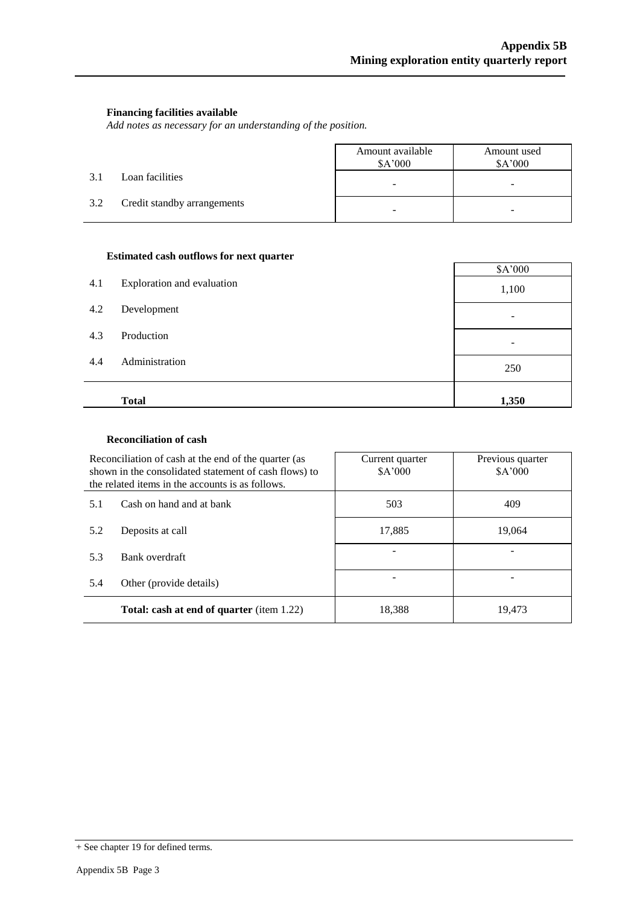### Financing facilities available

*Add notes as necessary for an understanding of the position.*

| | | Amount available $A'000 | Amount used $A'000 |
|---|---|---|---|
| 3.1 | Loan facilities | - | - |
| 3.2 | Credit standby arrangements | - | - |

### Estimated cash outflows for next quarter

| | | $A'000 |
|---|---|---|
| 4.1 | Exploration and evaluation | 1,100 |
| 4.2 | Development | - |
| 4.3 | Production | - |
| 4.4 | Administration | 250 |
| | **Total** | **1,350** |

### Reconciliation of cash

| Reconciliation of cash at the end of the quarter (as shown in the consolidated statement of cash flows) to the related items in the accounts is as follows. | | Current quarter $A'000 | Previous quarter $A'000 |
|---|---|---|---|
| 5.1 | Cash on hand and at bank | 503 | 409 |
| 5.2 | Deposits at call | 17,885 | 19,064 |
| 5.3 | Bank overdraft | - | - |
| 5.4 | Other (provide details) | - | - |
| | **Total: cash at end of quarter** (item 1.22) | 18,388 | 19,473 |

+ See chapter 19 for defined terms.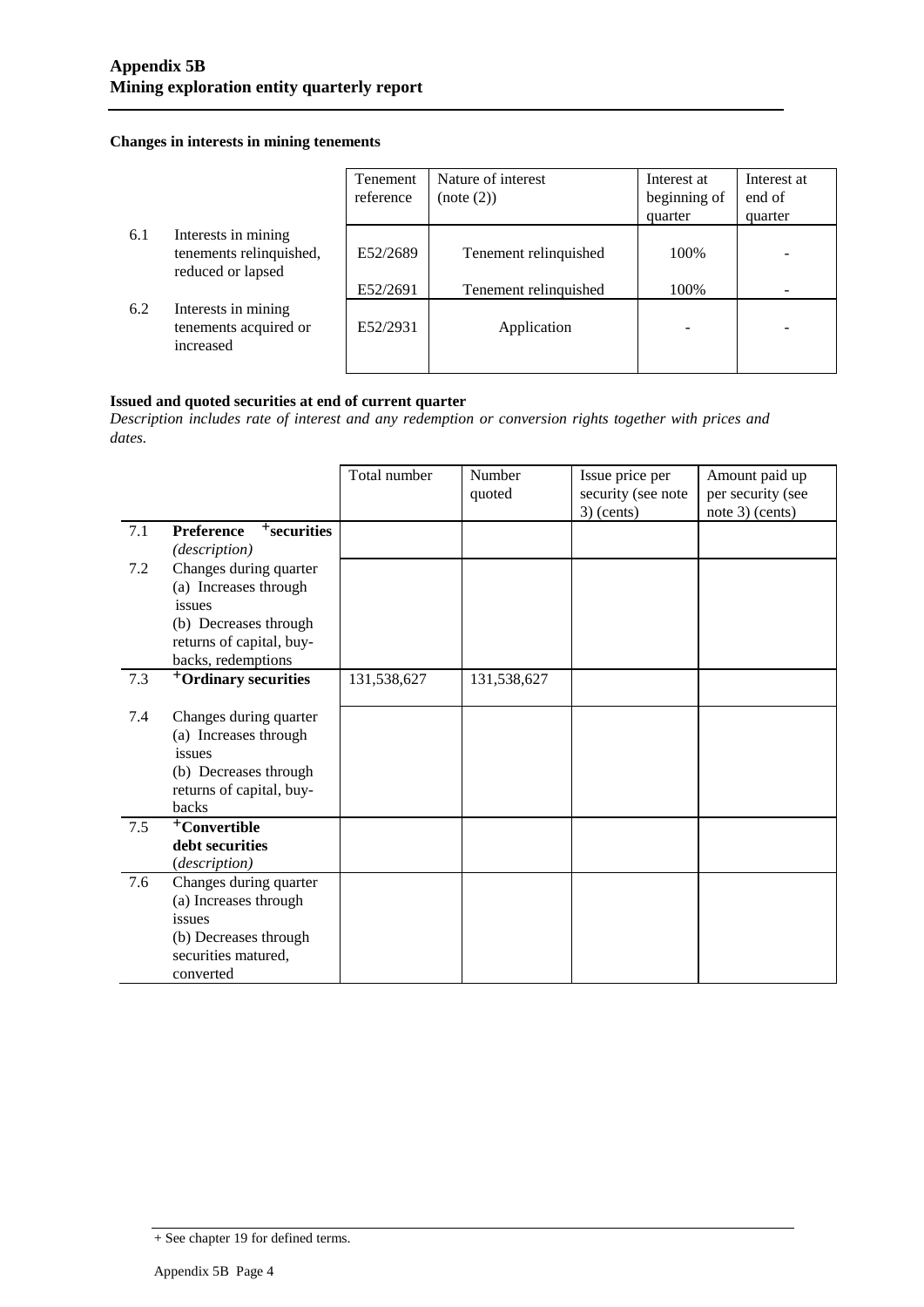## Changes in interests in mining tenements

| | | Tenement reference | Nature of interest (note (2)) | Interest at beginning of quarter | Interest at end of quarter |
|---|---|---|---|---|---|
| 6.1 | Interests in mining tenements relinquished, reduced or lapsed | E52/2689 | Tenement relinquished | 100% | - |
| | | E52/2691 | Tenement relinquished | 100% | - |
| 6.2 | Interests in mining tenements acquired or increased | E52/2931 | Application | - | - |

## Issued and quoted securities at end of current quarter

*Description includes rate of interest and any redemption or conversion rights together with prices and dates.*

| | | Total number | Number quoted | Issue price per security (see note 3) (cents) | Amount paid up per security (see note 3) (cents) |
|---|---|---|---|---|---|
| 7.1 | **Preference +securities** *(description)* | | | | |
| 7.2 | Changes during quarter (a) Increases through issues (b) Decreases through returns of capital, buy-backs, redemptions | | | | |
| 7.3 | **+Ordinary securities** | 131,538,627 | 131,538,627 | | |
| 7.4 | Changes during quarter (a) Increases through issues (b) Decreases through returns of capital, buy-backs | | | | |
| 7.5 | **+Convertible debt securities** *(description)* | | | | |
| 7.6 | Changes during quarter (a) Increases through issues (b) Decreases through securities matured, converted | | | | |

+ See chapter 19 for defined terms.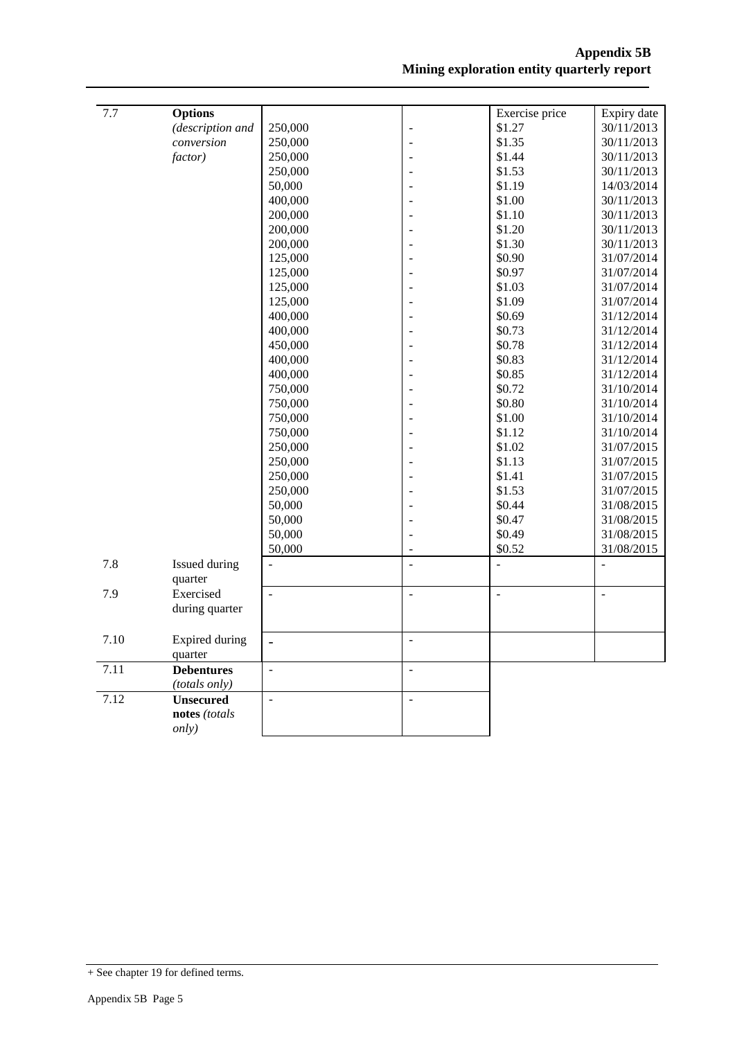| | | | | | |
|---|---|---|---|---|---|
| 7.7 | **Options** *(description and conversion factor)* | | | Exercise price | Expiry date |
| | | 250,000 | - | $1.27 | 30/11/2013 |
| | | 250,000 | - | $1.35 | 30/11/2013 |
| | | 250,000 | - | $1.44 | 30/11/2013 |
| | | 250,000 | - | $1.53 | 30/11/2013 |
| | | 50,000 | - | $1.19 | 14/03/2014 |
| | | 400,000 | - | $1.00 | 30/11/2013 |
| | | 200,000 | - | $1.10 | 30/11/2013 |
| | | 200,000 | - | $1.20 | 30/11/2013 |
| | | 200,000 | - | $1.30 | 30/11/2013 |
| | | 125,000 | - | $0.90 | 31/07/2014 |
| | | 125,000 | - | $0.97 | 31/07/2014 |
| | | 125,000 | - | $1.03 | 31/07/2014 |
| | | 125,000 | - | $1.09 | 31/07/2014 |
| | | 400,000 | - | $0.69 | 31/12/2014 |
| | | 400,000 | - | $0.73 | 31/12/2014 |
| | | 450,000 | - | $0.78 | 31/12/2014 |
| | | 400,000 | - | $0.83 | 31/12/2014 |
| | | 400,000 | - | $0.85 | 31/12/2014 |
| | | 750,000 | - | $0.72 | 31/10/2014 |
| | | 750,000 | - | $0.80 | 31/10/2014 |
| | | 750,000 | - | $1.00 | 31/10/2014 |
| | | 750,000 | - | $1.12 | 31/10/2014 |
| | | 250,000 | - | $1.02 | 31/07/2015 |
| | | 250,000 | - | $1.13 | 31/07/2015 |
| | | 250,000 | - | $1.41 | 31/07/2015 |
| | | 250,000 | - | $1.53 | 31/07/2015 |
| | | 50,000 | - | $0.44 | 31/08/2015 |
| | | 50,000 | - | $0.47 | 31/08/2015 |
| | | 50,000 | - | $0.49 | 31/08/2015 |
| | | 50,000 | - | $0.52 | 31/08/2015 |
| 7.8 | Issued during quarter | - | - | - | - |
| 7.9 | Exercised during quarter | - | - | - | - |
| 7.10 | Expired during quarter | - | - | | |
| 7.11 | **Debentures** *(totals only)* | - | - | | |
| 7.12 | **Unsecured notes** *(totals only)* | - | - | | |

+ See chapter 19 for defined terms.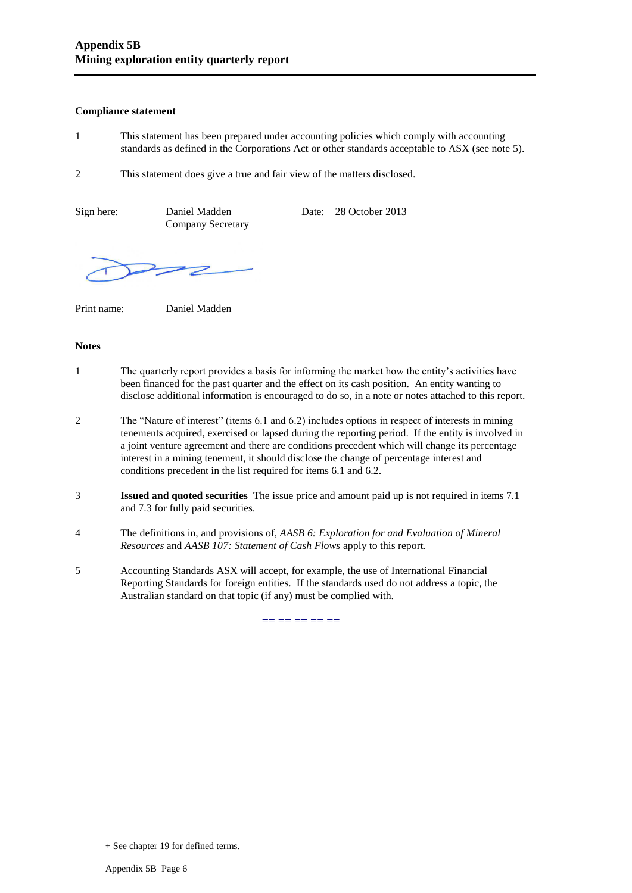**Compliance statement**

1. This statement has been prepared under accounting policies which comply with accounting standards as defined in the Corporations Act or other standards acceptable to ASX (see note 5).

2. This statement does give a true and fair view of the matters disclosed.

Sign here: Daniel Madden
Company Secretary

Date: 28 October 2013

Print name: Daniel Madden

**Notes**

1. The quarterly report provides a basis for informing the market how the entity's activities have been financed for the past quarter and the effect on its cash position. An entity wanting to disclose additional information is encouraged to do so, in a note or notes attached to this report.

2. The "Nature of interest" (items 6.1 and 6.2) includes options in respect of interests in mining tenements acquired, exercised or lapsed during the reporting period. If the entity is involved in a joint venture agreement and there are conditions precedent which will change its percentage interest in a mining tenement, it should disclose the change of percentage interest and conditions precedent in the list required for items 6.1 and 6.2.

3. **Issued and quoted securities** The issue price and amount paid up is not required in items 7.1 and 7.3 for fully paid securities.

4. The definitions in, and provisions of, *AASB 6: Exploration for and Evaluation of Mineral Resources* and *AASB 107: Statement of Cash Flows* apply to this report.

5. Accounting Standards ASX will accept, for example, the use of International Financial Reporting Standards for foreign entities. If the standards used do not address a topic, the Australian standard on that topic (if any) must be complied with.

== == == == ==

+ See chapter 19 for defined terms.